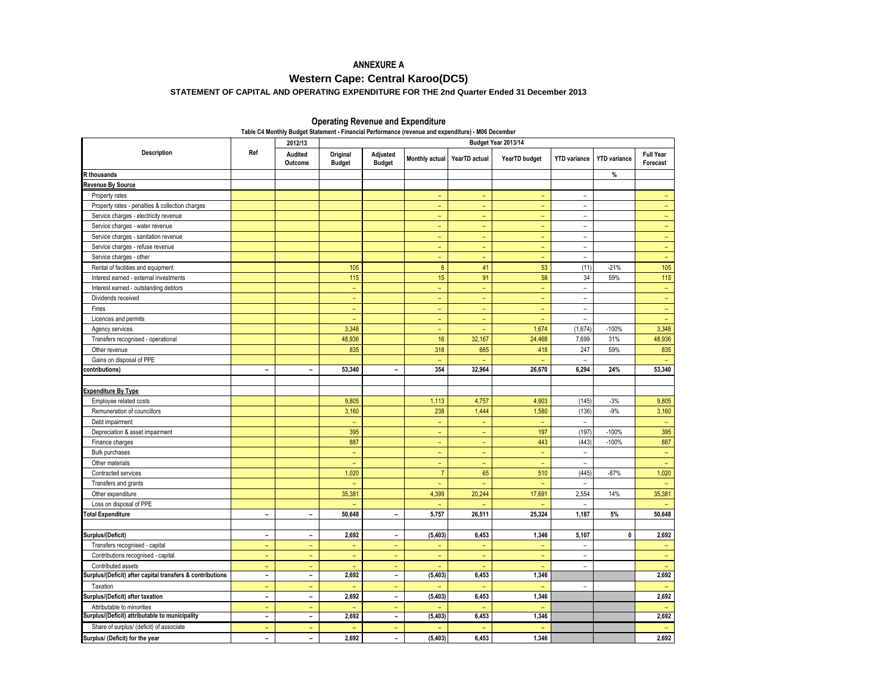**ANNEXURE A**

## Western Cape: Central Karoo(DC5)

### STATEMENT OF CAPITAL AND OPERATING EXPENDITURE FOR THE 2nd Quarter Ended 31 December 2013

#### Operating Revenue and Expenditure

Table C4 Monthly Budget Statement - Financial Performance (revenue and expenditure) - M06 December

| Description | Ref | 2012/13 | Budget Year 2013/14 | | | | | | | |
|---|---|---|---|---|---|---|---|---|---|---|
| | | Audited Outcome | Original Budget | Adjusted Budget | Monthly actual | YearTD actual | YearTD budget | YTD variance | YTD variance | Full Year Forecast |
| **R thousands** | | | | | | | | | **%** | |
| **Revenue By Source** | | | | | | | | | | |
| Property rates | | | | | – | – | – | – | | – |
| Property rates - penalties & collection charges | | | | | – | – | – | – | | – |
| Service charges - electricity revenue | | | | | – | – | – | – | | – |
| Service charges - water revenue | | | | | – | – | – | – | | – |
| Service charges - sanitation revenue | | | | | – | – | – | – | | – |
| Service charges - refuse revenue | | | | | – | – | – | – | | – |
| Service charges - other | | | | | – | – | – | – | | – |
| Rental of facilities and equipment | | | 105 | | 6 | 41 | 53 | (11) | -21% | 105 |
| Interest earned - external investments | | | 115 | | 15 | 91 | 58 | 34 | 59% | 115 |
| Interest earned - outstanding debtors | | | – | | – | – | – | – | | – |
| Dividends received | | | – | | – | – | – | – | | – |
| Fines | | | – | | – | – | – | – | | – |
| Licences and permits | | | – | | – | – | – | – | | – |
| Agency services | | | 3,348 | | – | – | 1,674 | (1,674) | -100% | 3,348 |
| Transfers recognised - operational | | | 48,936 | | 16 | 32,167 | 24,468 | 7,699 | 31% | 48,936 |
| Other revenue | | | 835 | | 318 | 665 | 418 | 247 | 59% | 835 |
| Gains on disposal of PPE | | | | | – | – | – | – | | – |
| **contributions)** | | **–** | **53,340** | **–** | **354** | **32,964** | **26,670** | **6,294** | **24%** | **53,340** |
| | | | | | | | | | | |
| **Expenditure By Type** | | | | | | | | | | |
| Employee related costs | | | 9,805 | | 1,113 | 4,757 | 4,903 | (145) | -3% | 9,805 |
| Remuneration of councillors | | | 3,160 | | 238 | 1,444 | 1,580 | (136) | -9% | 3,160 |
| Debt impairment | | | – | | – | – | – | – | | – |
| Depreciation & asset impairment | | | 395 | | – | – | 197 | (197) | -100% | 395 |
| Finance charges | | | 887 | | – | – | 443 | (443) | -100% | 887 |
| Bulk purchases | | | – | | – | – | – | – | | – |
| Other materials | | | – | | – | – | – | – | | – |
| Contracted services | | | 1,020 | | 7 | 65 | 510 | (445) | -87% | 1,020 |
| Transfers and grants | | | – | | – | – | – | – | | – |
| Other expenditure | | | 35,381 | | 4,399 | 20,244 | 17,691 | 2,554 | 14% | 35,381 |
| Loss on disposal of PPE | | | – | | – | – | – | – | | – |
| **Total Expenditure** | **–** | **–** | **50,648** | **–** | **5,757** | **26,511** | **25,324** | **1,187** | **5%** | **50,648** |
| | | | | | | | | | | |
| **Surplus/(Deficit)** | **–** | **–** | **2,692** | **–** | **(5,403)** | **6,453** | **1,346** | **5,107** | **0** | **2,692** |
| Transfers recognised - capital | – | – | – | – | – | – | – | – | | – |
| Contributions recognised - capital | – | – | – | – | – | – | – | – | | – |
| Contributed assets | – | – | – | – | – | – | – | – | | – |
| **Surplus/(Deficit) after capital transfers & contributions** | **–** | **–** | **2,692** | **–** | **(5,403)** | **6,453** | **1,346** | | | **2,692** |
| Taxation | – | – | – | – | – | – | – | – | | – |
| **Surplus/(Deficit) after taxation** | **–** | **–** | **2,692** | **–** | **(5,403)** | **6,453** | **1,346** | | | **2,692** |
| Attributable to minorities | – | – | – | – | – | – | – | | | – |
| **Surplus/(Deficit) attributable to municipality** | **–** | **–** | **2,692** | **–** | **(5,403)** | **6,453** | **1,346** | | | **2,692** |
| Share of surplus/ (deficit) of associate | – | – | – | – | – | – | – | | | – |
| **Surplus/ (Deficit) for the year** | **–** | **–** | **2,692** | **–** | **(5,403)** | **6,453** | **1,346** | | | **2,692** |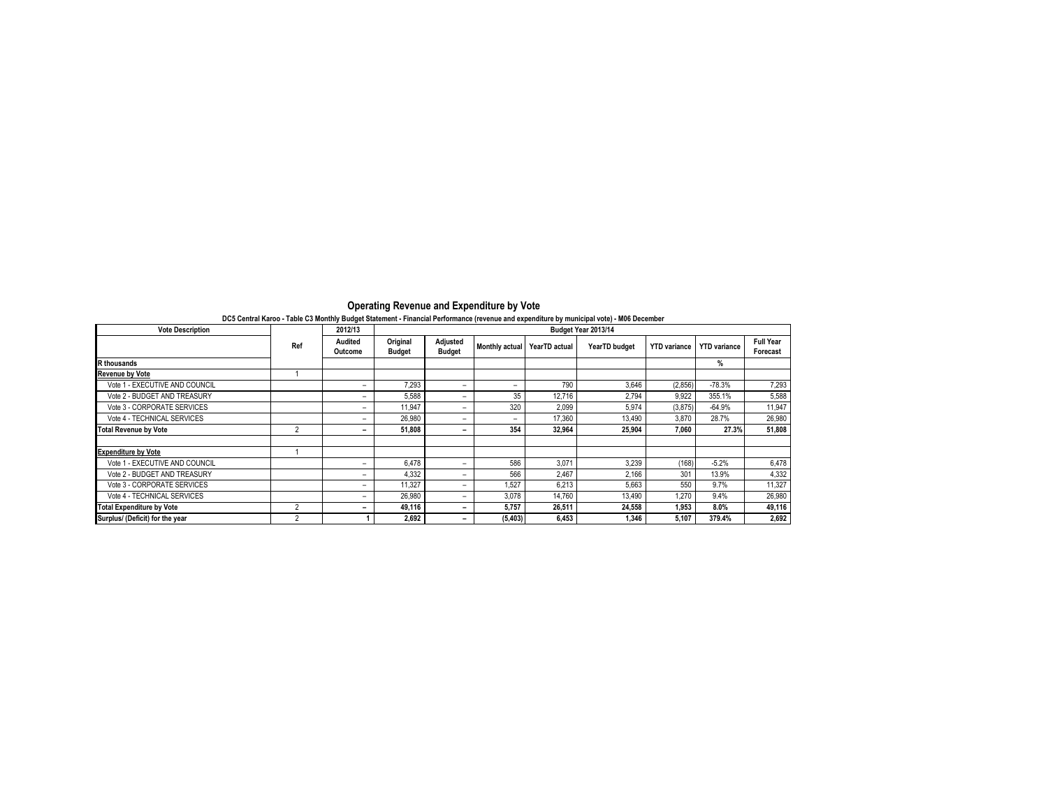# Operating Revenue and Expenditure by Vote

DC5 Central Karoo - Table C3 Monthly Budget Statement - Financial Performance (revenue and expenditure by municipal vote) - M06 December

| Vote Description | Ref | 2012/13 | Budget Year 2013/14 | | | | | | | |
|---|---|---|---|---|---|---|---|---|---|---|
| | | Audited Outcome | Original Budget | Adjusted Budget | Monthly actual | YearTD actual | YearTD budget | YTD variance | YTD variance | Full Year Forecast |
| R thousands | | | | | | | | | % | |
| **Revenue by Vote** | 1 | | | | | | | | | |
| Vote 1 - EXECUTIVE AND COUNCIL | | – | 7,293 | – | – | 790 | 3,646 | (2,856) | -78.3% | 7,293 |
| Vote 2 - BUDGET AND TREASURY | | – | 5,588 | – | 35 | 12,716 | 2,794 | 9,922 | 355.1% | 5,588 |
| Vote 3 - CORPORATE SERVICES | | – | 11,947 | – | 320 | 2,099 | 5,974 | (3,875) | -64.9% | 11,947 |
| Vote 4 - TECHNICAL SERVICES | | – | 26,980 | – | – | 17,360 | 13,490 | 3,870 | 28.7% | 26,980 |
| **Total Revenue by Vote** | 2 | **–** | **51,808** | **–** | **354** | **32,964** | **25,904** | **7,060** | **27.3%** | **51,808** |
| | | | | | | | | | | |
| **Expenditure by Vote** | 1 | | | | | | | | | |
| Vote 1 - EXECUTIVE AND COUNCIL | | – | 6,478 | – | 586 | 3,071 | 3,239 | (168) | -5.2% | 6,478 |
| Vote 2 - BUDGET AND TREASURY | | – | 4,332 | – | 566 | 2,467 | 2,166 | 301 | 13.9% | 4,332 |
| Vote 3 - CORPORATE SERVICES | | – | 11,327 | – | 1,527 | 6,213 | 5,663 | 550 | 9.7% | 11,327 |
| Vote 4 - TECHNICAL SERVICES | | – | 26,980 | – | 3,078 | 14,760 | 13,490 | 1,270 | 9.4% | 26,980 |
| **Total Expenditure by Vote** | 2 | **–** | **49,116** | **–** | **5,757** | **26,511** | **24,558** | **1,953** | **8.0%** | **49,116** |
| **Surplus/ (Deficit) for the year** | 2 | **1** | **2,692** | **–** | **(5,403)** | **6,453** | **1,346** | **5,107** | **379.4%** | **2,692** |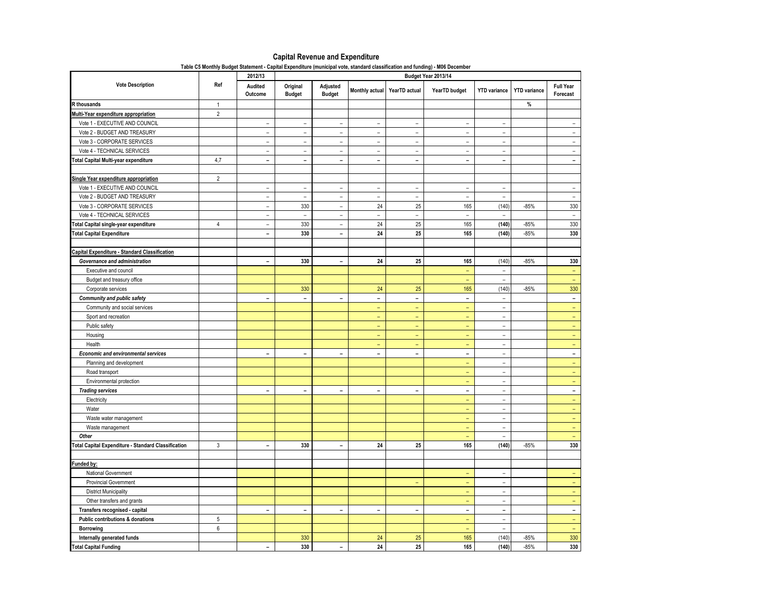# Capital Revenue and Expenditure

**Table C5 Monthly Budget Statement - Capital Expenditure (municipal vote, standard classification and funding) - M06 December**

| Vote Description | Ref | 2012/13 | Budget Year 2013/14 | | | | | | | |
|---|---|---|---|---|---|---|---|---|---|---|
| | | Audited Outcome | Original Budget | Adjusted Budget | Monthly actual | YearTD actual | YearTD budget | YTD variance | YTD variance | Full Year Forecast |
| **R thousands** | 1 | | | | | | | | **%** | |
| **Multi-Year expenditure appropriation** | 2 | | | | | | | | | |
| Vote 1 - EXECUTIVE AND COUNCIL | | – | – | – | – | – | – | – | | – |
| Vote 2 - BUDGET AND TREASURY | | – | – | – | – | – | – | – | | – |
| Vote 3 - CORPORATE SERVICES | | – | – | – | – | – | – | – | | – |
| Vote 4 - TECHNICAL SERVICES | | – | – | – | – | – | – | – | | – |
| **Total Capital Multi-year expenditure** | 4,7 | **–** | **–** | **–** | **–** | **–** | **–** | **–** | | **–** |
| | | | | | | | | | | |
| **Single Year expenditure appropriation** | 2 | | | | | | | | | |
| Vote 1 - EXECUTIVE AND COUNCIL | | – | – | – | – | – | – | – | | – |
| Vote 2 - BUDGET AND TREASURY | | – | – | – | – | – | – | – | | – |
| Vote 3 - CORPORATE SERVICES | | – | 330 | – | 24 | 25 | 165 | (140) | -85% | 330 |
| Vote 4 - TECHNICAL SERVICES | | – | – | – | – | – | – | – | | – |
| **Total Capital single-year expenditure** | 4 | – | 330 | – | 24 | 25 | 165 | **(140)** | -85% | 330 |
| **Total Capital Expenditure** | | **–** | **330** | **–** | **24** | **25** | **165** | **(140)** | -85% | **330** |
| | | | | | | | | | | |
| **Capital Expenditure - Standard Classification** | | | | | | | | | | |
| ***Governance and administration*** | | **–** | **330** | **–** | **24** | **25** | **165** | (140) | -85% | **330** |
| Executive and council | | | | | | | – | – | | – |
| Budget and treasury office | | | | | | | – | – | | – |
| Corporate services | | | 330 | | 24 | 25 | 165 | (140) | -85% | 330 |
| ***Community and public safety*** | | **–** | **–** | **–** | **–** | **–** | **–** | – | | **–** |
| Community and social services | | | | | – | – | – | – | | – |
| Sport and recreation | | | | | – | – | – | – | | – |
| Public safety | | | | | – | – | – | – | | – |
| Housing | | | | | – | – | – | – | | – |
| Health | | | | | – | – | – | – | | – |
| ***Economic and environmental services*** | | **–** | **–** | **–** | **–** | **–** | **–** | – | | **–** |
| Planning and development | | | | | | | – | – | | – |
| Road transport | | | | | | | – | – | | – |
| Environmental protection | | | | | | | – | – | | – |
| ***Trading services*** | | **–** | **–** | **–** | **–** | **–** | **–** | – | | **–** |
| Electricity | | | | | | | – | – | | – |
| Water | | | | | | | – | – | | – |
| Waste water management | | | | | | | – | – | | – |
| Waste management | | | | | | | – | – | | – |
| ***Other*** | | | | | | | – | – | | – |
| **Total Capital Expenditure - Standard Classification** | 3 | **–** | **330** | **–** | **24** | **25** | **165** | **(140)** | -85% | **330** |
| | | | | | | | | | | |
| **Funded by:** | | | | | | | | | | |
| National Government | | | | | | | – | – | | – |
| Provincial Government | | | | | | – | – | – | | – |
| District Municipality | | | | | | | – | – | | – |
| Other transfers and grants | | | | | | | – | – | | – |
| **Transfers recognised - capital** | | **–** | **–** | **–** | **–** | **–** | **–** | **–** | | **–** |
| **Public contributions & donations** | 5 | | | | | | – | – | | – |
| **Borrowing** | 6 | | | | | | – | – | | – |
| **Internally generated funds** | | | 330 | | 24 | 25 | 165 | (140) | -85% | 330 |
| **Total Capital Funding** | | **–** | **330** | **–** | **24** | **25** | **165** | **(140)** | -85% | **330** |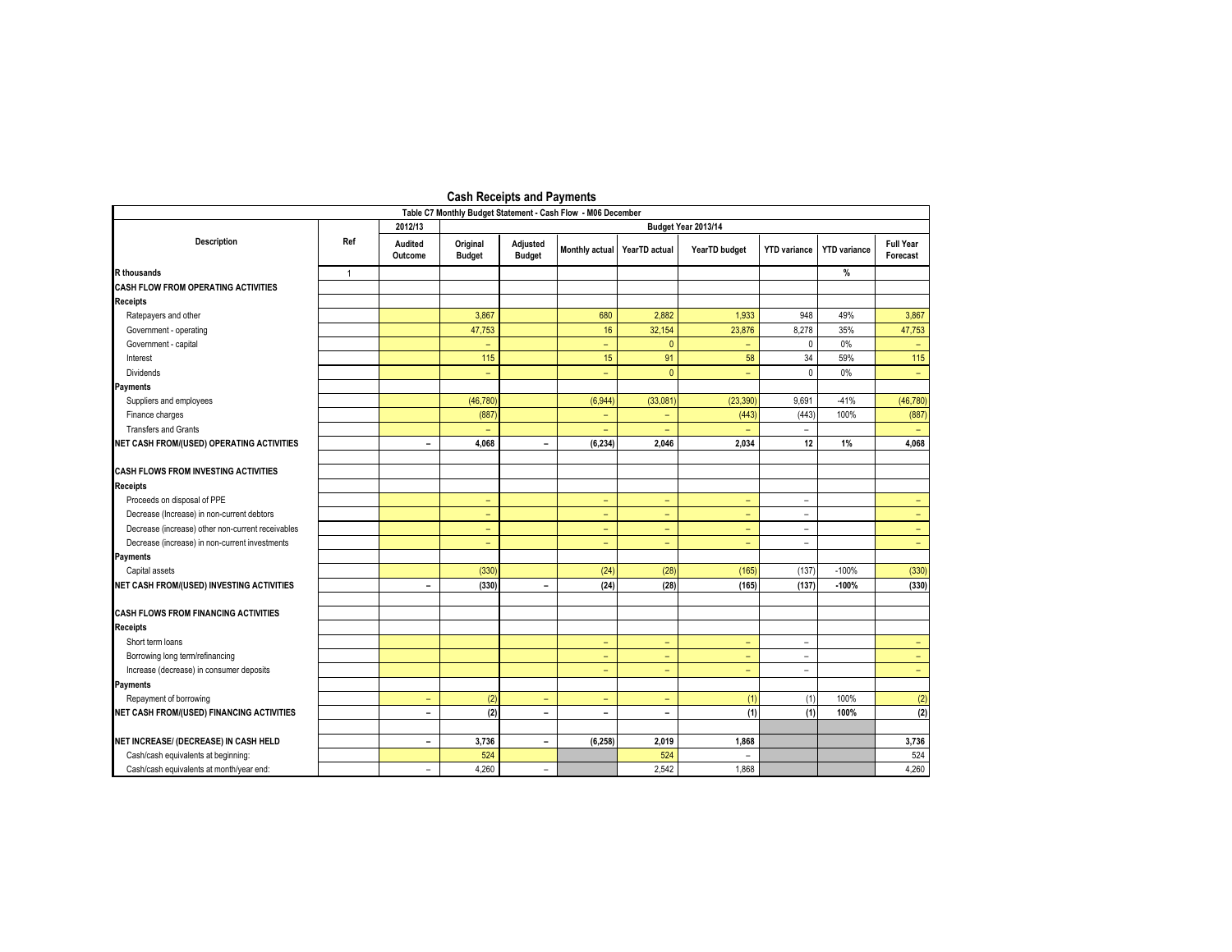## Cash Receipts and Payments

**Table C7 Monthly Budget Statement - Cash Flow - M06 December**

| Description | Ref | 2012/13 | Budget Year 2013/14 | | | | | | | |
|---|---|---|---|---|---|---|---|---|---|---|
| | | Audited Outcome | Original Budget | Adjusted Budget | Monthly actual | YearTD actual | YearTD budget | YTD variance | YTD variance | Full Year Forecast |
| **R thousands** | 1 | | | | | | | | **%** | |
| **CASH FLOW FROM OPERATING ACTIVITIES** | | | | | | | | | | |
| **Receipts** | | | | | | | | | | |
| Ratepayers and other | | | 3,867 | | 680 | 2,882 | 1,933 | 948 | 49% | 3,867 |
| Government - operating | | | 47,753 | | 16 | 32,154 | 23,876 | 8,278 | 35% | 47,753 |
| Government - capital | | | – | | – | 0 | – | 0 | 0% | – |
| Interest | | | 115 | | 15 | 91 | 58 | 34 | 59% | 115 |
| Dividends | | | – | | – | 0 | – | 0 | 0% | – |
| **Payments** | | | | | | | | | | |
| Suppliers and employees | | | (46,780) | | (6,944) | (33,081) | (23,390) | 9,691 | -41% | (46,780) |
| Finance charges | | | (887) | | – | – | (443) | (443) | 100% | (887) |
| Transfers and Grants | | | – | | – | – | – | – | | – |
| **NET CASH FROM/(USED) OPERATING ACTIVITIES** | | **–** | **4,068** | **–** | **(6,234)** | **2,046** | **2,034** | **12** | **1%** | **4,068** |
| | | | | | | | | | | |
| **CASH FLOWS FROM INVESTING ACTIVITIES** | | | | | | | | | | |
| **Receipts** | | | | | | | | | | |
| Proceeds on disposal of PPE | | | – | | – | – | – | – | | – |
| Decrease (Increase) in non-current debtors | | | – | | – | – | – | – | | – |
| Decrease (increase) other non-current receivables | | | – | | – | – | – | – | | – |
| Decrease (increase) in non-current investments | | | – | | – | – | – | – | | – |
| **Payments** | | | | | | | | | | |
| Capital assets | | | (330) | | (24) | (28) | (165) | (137) | -100% | (330) |
| **NET CASH FROM/(USED) INVESTING ACTIVITIES** | | **–** | **(330)** | **–** | **(24)** | **(28)** | **(165)** | **(137)** | **-100%** | **(330)** |
| | | | | | | | | | | |
| **CASH FLOWS FROM FINANCING ACTIVITIES** | | | | | | | | | | |
| **Receipts** | | | | | | | | | | |
| Short term loans | | | | | – | – | – | – | | – |
| Borrowing long term/refinancing | | | | | – | – | – | – | | – |
| Increase (decrease) in consumer deposits | | | | | – | – | – | – | | – |
| **Payments** | | | | | | | | | | |
| Repayment of borrowing | | – | (2) | – | – | – | (1) | (1) | 100% | (2) |
| **NET CASH FROM/(USED) FINANCING ACTIVITIES** | | **–** | **(2)** | **–** | **–** | **–** | **(1)** | **(1)** | **100%** | **(2)** |
| | | | | | | | | | | |
| **NET INCREASE/ (DECREASE) IN CASH HELD** | | **–** | **3,736** | **–** | **(6,258)** | **2,019** | **1,868** | | | **3,736** |
| Cash/cash equivalents at beginning: | | | 524 | | | 524 | – | | | 524 |
| Cash/cash equivalents at month/year end: | | – | 4,260 | – | | 2,542 | 1,868 | | | 4,260 |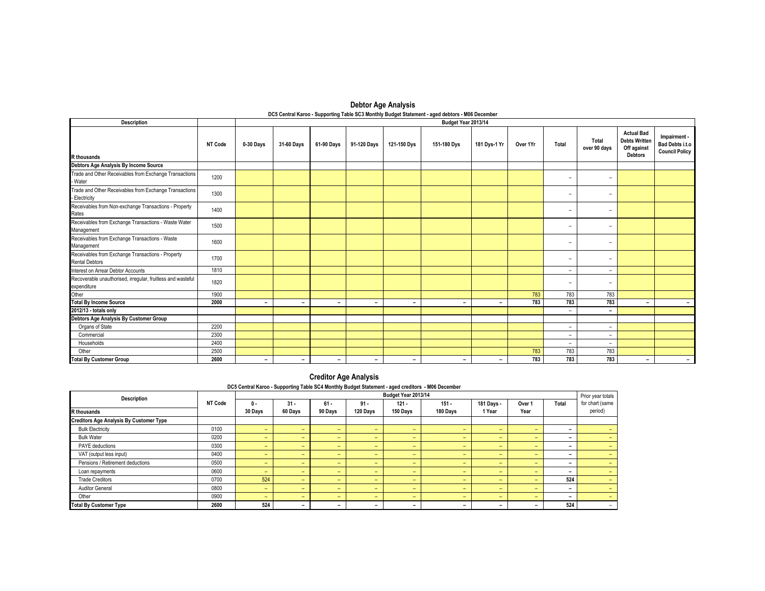# Debtor Age Analysis

**DC5 Central Karoo - Supporting Table SC3 Monthly Budget Statement - aged debtors - M06 December**

| Description | | Budget Year 2013/14 | | | | | | | | | | | |
|---|---|---|---|---|---|---|---|---|---|---|---|---|---|
| R thousands | NT Code | 0-30 Days | 31-60 Days | 61-90 Days | 91-120 Days | 121-150 Dys | 151-180 Dys | 181 Dys-1 Yr | Over 1Yr | Total | Total over 90 days | Actual Bad Debts Written Off against Debtors | Impairment - Bad Debts i.t.o Council Policy |
| **Debtors Age Analysis By Income Source** | | | | | | | | | | | | | |
| Trade and Other Receivables from Exchange Transactions - Water | 1200 | | | | | | | | | – | – | | |
| Trade and Other Receivables from Exchange Transactions - Electricity | 1300 | | | | | | | | | – | – | | |
| Receivables from Non-exchange Transactions - Property Rates | 1400 | | | | | | | | | – | – | | |
| Receivables from Exchange Transactions - Waste Water Management | 1500 | | | | | | | | | – | – | | |
| Receivables from Exchange Transactions - Waste Management | 1600 | | | | | | | | | – | – | | |
| Receivables from Exchange Transactions - Property Rental Debtors | 1700 | | | | | | | | | – | – | | |
| Interest on Arrear Debtor Accounts | 1810 | | | | | | | | | – | – | | |
| Recoverable unauthorised, irregular, fruitless and wasteful expenditure | 1820 | | | | | | | | | – | – | | |
| Other | 1900 | | | | | | | | 783 | 783 | 783 | | |
| **Total By Income Source** | **2000** | **–** | **–** | **–** | **–** | **–** | **–** | **–** | **783** | **783** | **783** | **–** | **–** |
| **2012/13 - totals only** | | | | | | | | | | – | – | | |
| **Debtors Age Analysis By Customer Group** | | | | | | | | | | | | | |
| Organs of State | 2200 | | | | | | | | | – | – | | |
| Commercial | 2300 | | | | | | | | | – | – | | |
| Households | 2400 | | | | | | | | | – | – | | |
| Other | 2500 | | | | | | | | 783 | 783 | 783 | | |
| **Total By Customer Group** | **2600** | **–** | **–** | **–** | **–** | **–** | **–** | **–** | **783** | **783** | **783** | **–** | **–** |

# Creditor Age Analysis

**DC5 Central Karoo - Supporting Table SC4 Monthly Budget Statement - aged creditors - M06 December**

| Description | | Budget Year 2013/14 | | | | | | | | | Prior year totals for chart (same period) |
|---|---|---|---|---|---|---|---|---|---|---|---|
| R thousands | NT Code | 0 - 30 Days | 31 - 60 Days | 61 - 90 Days | 91 - 120 Days | 121 - 150 Days | 151 - 180 Days | 181 Days - 1 Year | Over 1 Year | Total | |
| **Creditors Age Analysis By Customer Type** | | | | | | | | | | | |
| Bulk Electricity | 0100 | – | – | – | – | – | – | – | – | – | – |
| Bulk Water | 0200 | – | – | – | – | – | – | – | – | – | – |
| PAYE deductions | 0300 | – | – | – | – | – | – | – | – | – | – |
| VAT (output less input) | 0400 | – | – | – | – | – | – | – | – | – | – |
| Pensions / Retirement deductions | 0500 | – | – | – | – | – | – | – | – | – | – |
| Loan repayments | 0600 | – | – | – | – | – | – | – | – | – | – |
| Trade Creditors | 0700 | 524 | – | – | – | – | – | – | – | 524 | – |
| Auditor General | 0800 | – | – | – | – | – | – | – | – | – | – |
| Other | 0900 | – | – | – | – | – | – | – | – | – | – |
| **Total By Customer Type** | **2600** | **524** | **–** | **–** | **–** | **–** | **–** | **–** | **–** | **524** | – |